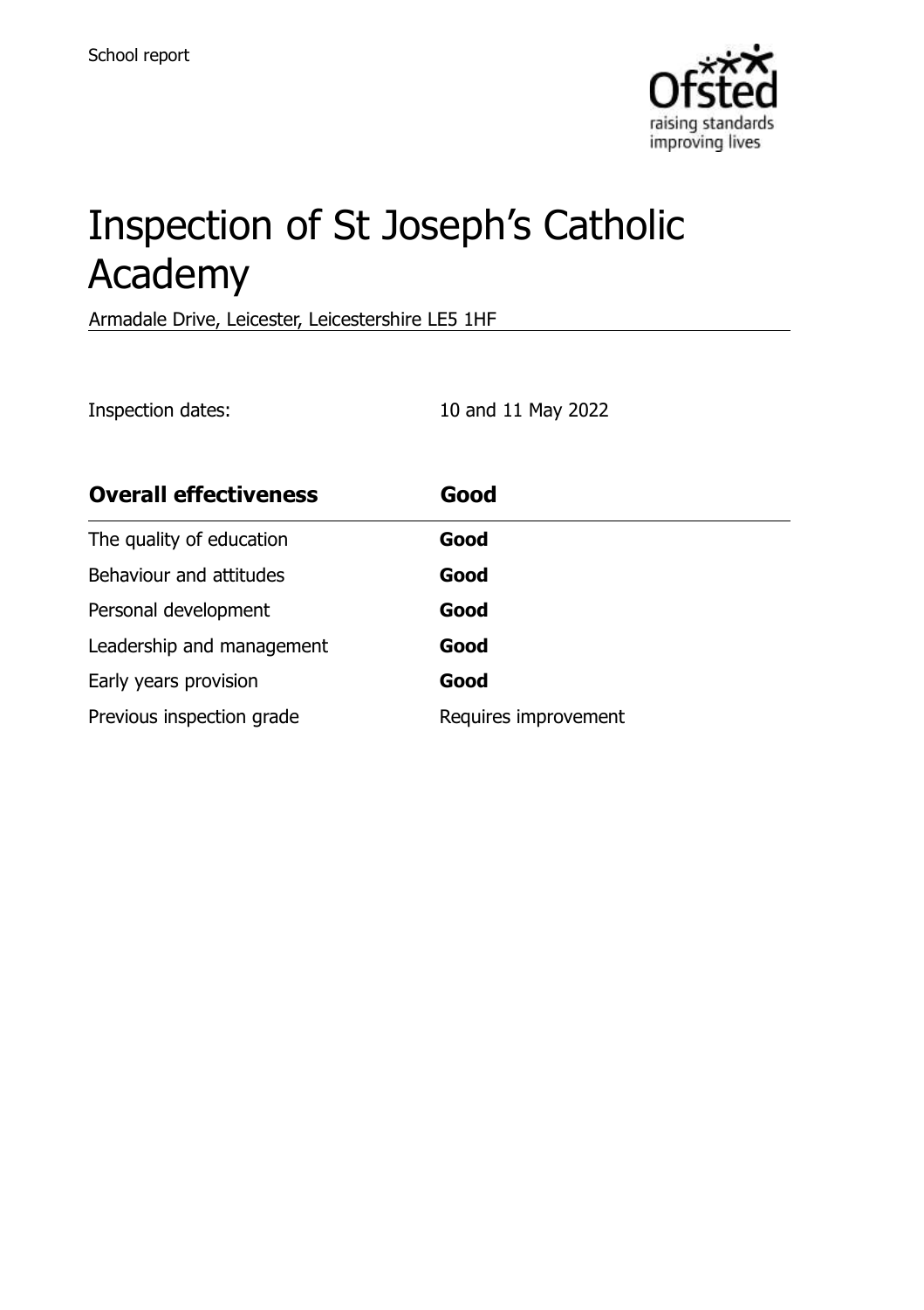School report

# Inspection of St Joseph's Catholic Academy

Armadale Drive, Leicester, Leicestershire LE5 1HF

Inspection dates: 10 and 11 May 2022

| **Overall effectiveness** | **Good** |
| --- | --- |
| The quality of education | **Good** |
| Behaviour and attitudes | **Good** |
| Personal development | **Good** |
| Leadership and management | **Good** |
| Early years provision | **Good** |
| Previous inspection grade | Requires improvement |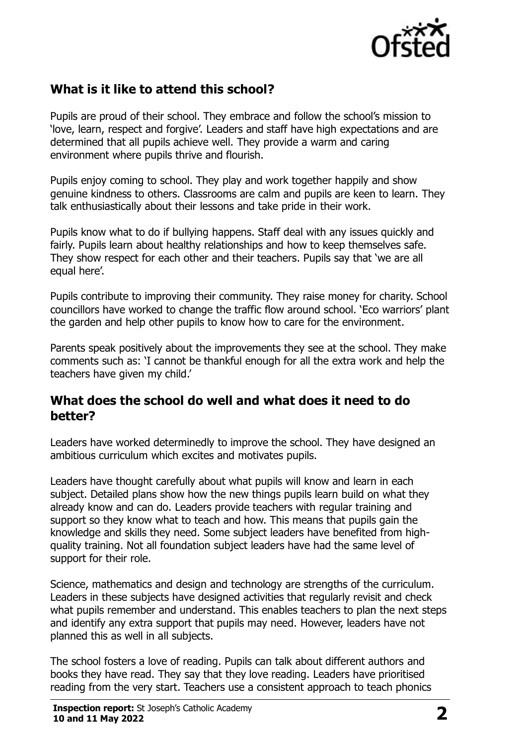## What is it like to attend this school?

Pupils are proud of their school. They embrace and follow the school's mission to 'love, learn, respect and forgive'. Leaders and staff have high expectations and are determined that all pupils achieve well. They provide a warm and caring environment where pupils thrive and flourish.

Pupils enjoy coming to school. They play and work together happily and show genuine kindness to others. Classrooms are calm and pupils are keen to learn. They talk enthusiastically about their lessons and take pride in their work.

Pupils know what to do if bullying happens. Staff deal with any issues quickly and fairly. Pupils learn about healthy relationships and how to keep themselves safe. They show respect for each other and their teachers. Pupils say that 'we are all equal here'.

Pupils contribute to improving their community. They raise money for charity. School councillors have worked to change the traffic flow around school. 'Eco warriors' plant the garden and help other pupils to know how to care for the environment.

Parents speak positively about the improvements they see at the school. They make comments such as: 'I cannot be thankful enough for all the extra work and help the teachers have given my child.'

## What does the school do well and what does it need to do better?

Leaders have worked determinedly to improve the school. They have designed an ambitious curriculum which excites and motivates pupils.

Leaders have thought carefully about what pupils will know and learn in each subject. Detailed plans show how the new things pupils learn build on what they already know and can do. Leaders provide teachers with regular training and support so they know what to teach and how. This means that pupils gain the knowledge and skills they need. Some subject leaders have benefited from high-quality training. Not all foundation subject leaders have had the same level of support for their role.

Science, mathematics and design and technology are strengths of the curriculum. Leaders in these subjects have designed activities that regularly revisit and check what pupils remember and understand. This enables teachers to plan the next steps and identify any extra support that pupils may need. However, leaders have not planned this as well in all subjects.

The school fosters a love of reading. Pupils can talk about different authors and books they have read. They say that they love reading. Leaders have prioritised reading from the very start. Teachers use a consistent approach to teach phonics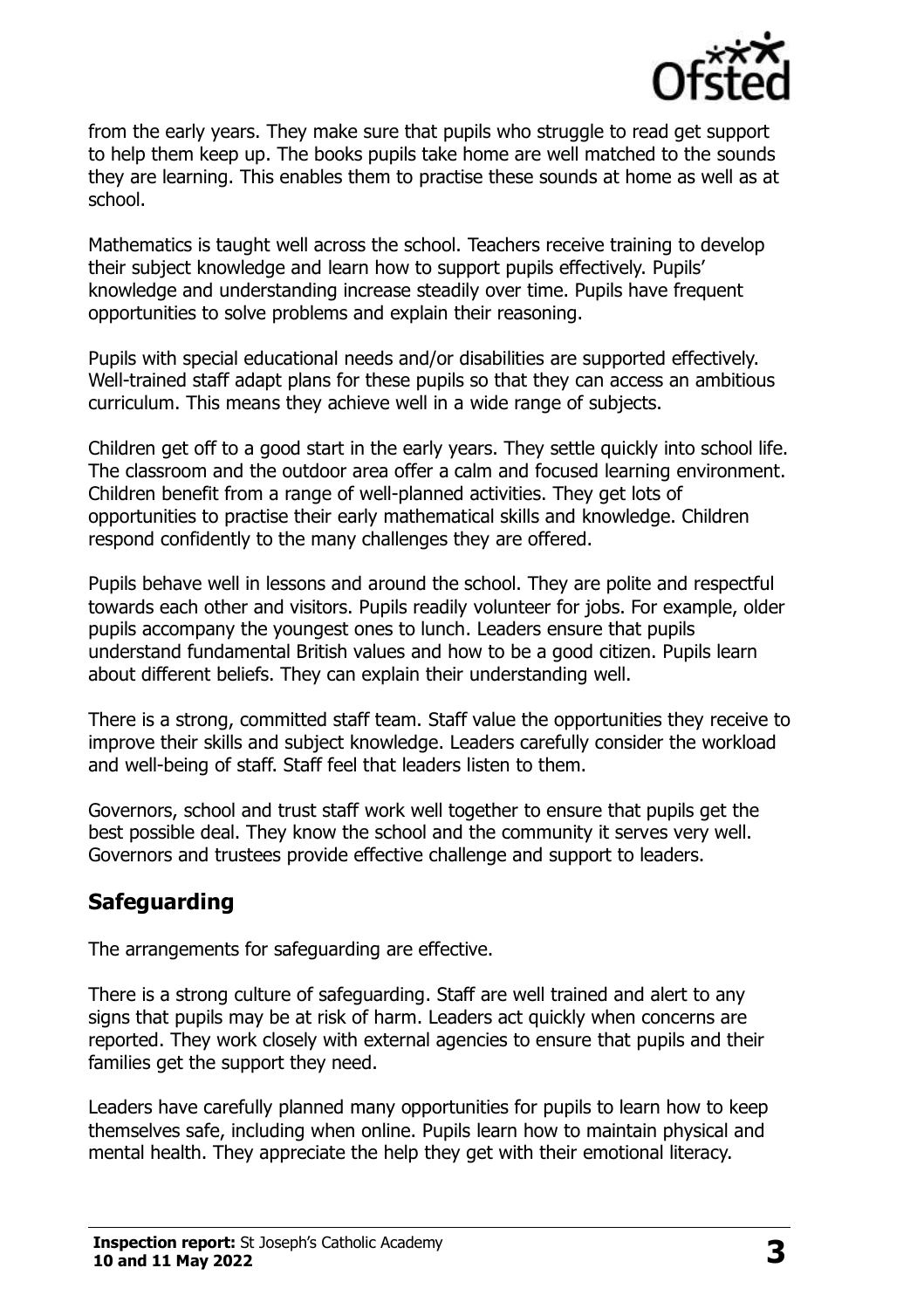from the early years. They make sure that pupils who struggle to read get support to help them keep up. The books pupils take home are well matched to the sounds they are learning. This enables them to practise these sounds at home as well as at school.

Mathematics is taught well across the school. Teachers receive training to develop their subject knowledge and learn how to support pupils effectively. Pupils' knowledge and understanding increase steadily over time. Pupils have frequent opportunities to solve problems and explain their reasoning.

Pupils with special educational needs and/or disabilities are supported effectively. Well-trained staff adapt plans for these pupils so that they can access an ambitious curriculum. This means they achieve well in a wide range of subjects.

Children get off to a good start in the early years. They settle quickly into school life. The classroom and the outdoor area offer a calm and focused learning environment. Children benefit from a range of well-planned activities. They get lots of opportunities to practise their early mathematical skills and knowledge. Children respond confidently to the many challenges they are offered.

Pupils behave well in lessons and around the school. They are polite and respectful towards each other and visitors. Pupils readily volunteer for jobs. For example, older pupils accompany the youngest ones to lunch. Leaders ensure that pupils understand fundamental British values and how to be a good citizen. Pupils learn about different beliefs. They can explain their understanding well.

There is a strong, committed staff team. Staff value the opportunities they receive to improve their skills and subject knowledge. Leaders carefully consider the workload and well-being of staff. Staff feel that leaders listen to them.

Governors, school and trust staff work well together to ensure that pupils get the best possible deal. They know the school and the community it serves very well. Governors and trustees provide effective challenge and support to leaders.

## Safeguarding

The arrangements for safeguarding are effective.

There is a strong culture of safeguarding. Staff are well trained and alert to any signs that pupils may be at risk of harm. Leaders act quickly when concerns are reported. They work closely with external agencies to ensure that pupils and their families get the support they need.

Leaders have carefully planned many opportunities for pupils to learn how to keep themselves safe, including when online. Pupils learn how to maintain physical and mental health. They appreciate the help they get with their emotional literacy.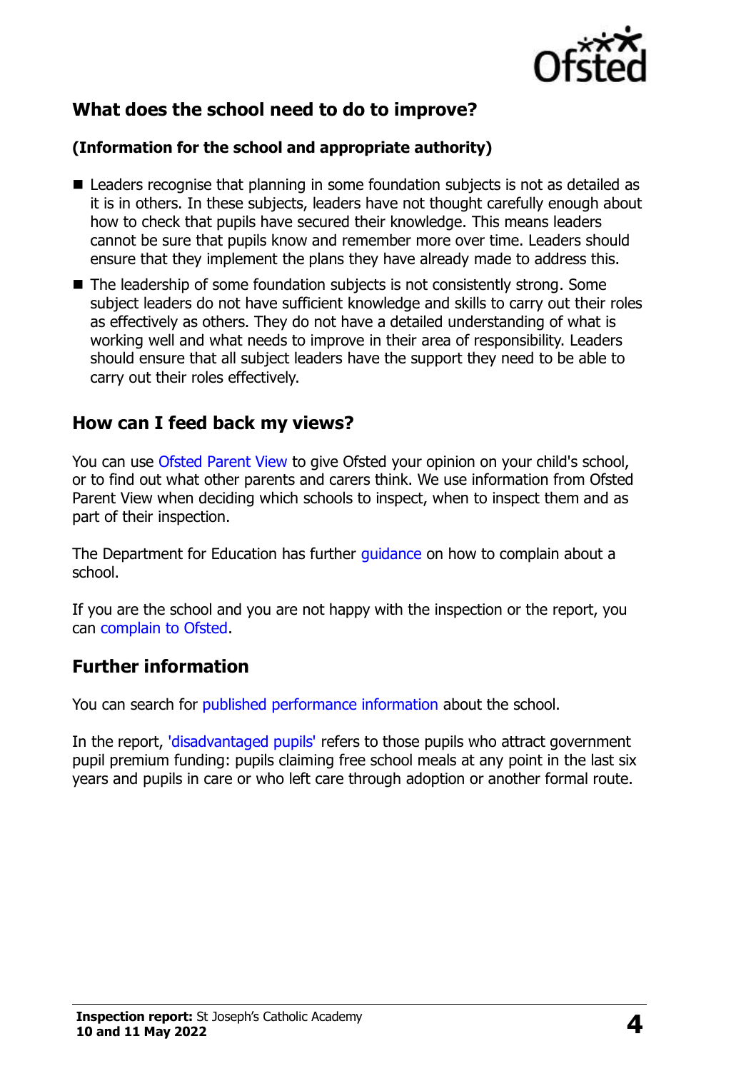## What does the school need to do to improve?

**(Information for the school and appropriate authority)**

- Leaders recognise that planning in some foundation subjects is not as detailed as it is in others. In these subjects, leaders have not thought carefully enough about how to check that pupils have secured their knowledge. This means leaders cannot be sure that pupils know and remember more over time. Leaders should ensure that they implement the plans they have already made to address this.
- The leadership of some foundation subjects is not consistently strong. Some subject leaders do not have sufficient knowledge and skills to carry out their roles as effectively as others. They do not have a detailed understanding of what is working well and what needs to improve in their area of responsibility. Leaders should ensure that all subject leaders have the support they need to be able to carry out their roles effectively.

## How can I feed back my views?

You can use Ofsted Parent View to give Ofsted your opinion on your child's school, or to find out what other parents and carers think. We use information from Ofsted Parent View when deciding which schools to inspect, when to inspect them and as part of their inspection.

The Department for Education has further guidance on how to complain about a school.

If you are the school and you are not happy with the inspection or the report, you can complain to Ofsted.

## Further information

You can search for published performance information about the school.

In the report, 'disadvantaged pupils' refers to those pupils who attract government pupil premium funding: pupils claiming free school meals at any point in the last six years and pupils in care or who left care through adoption or another formal route.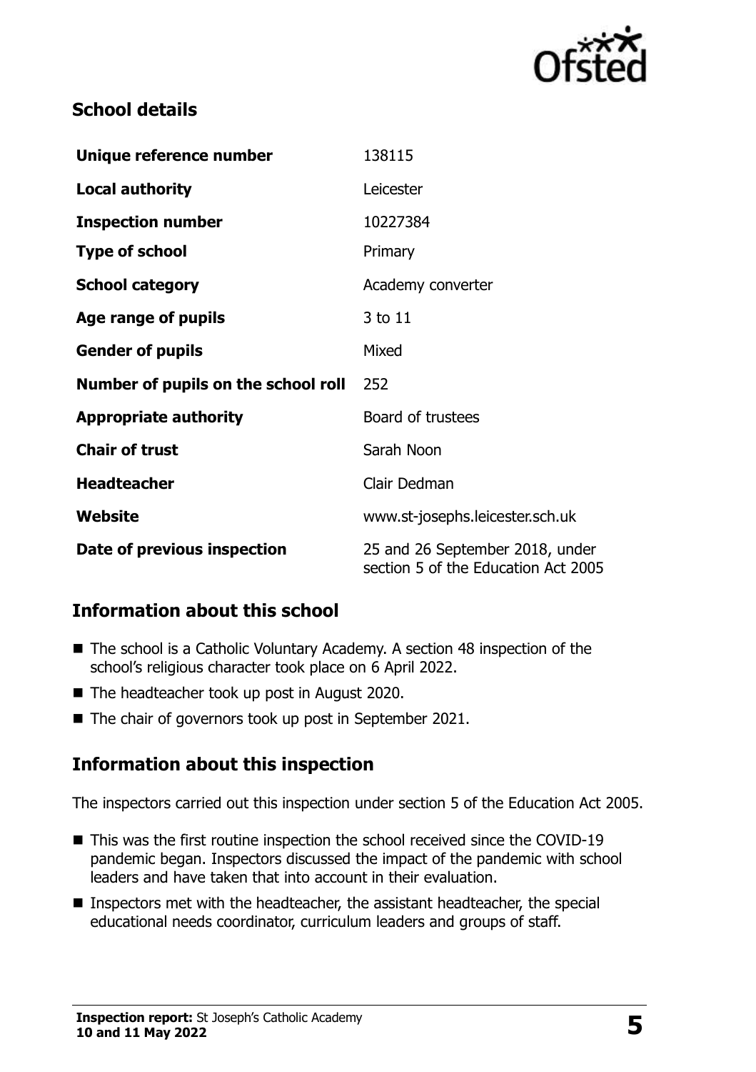## School details

| | |
|---|---|
| **Unique reference number** | 138115 |
| **Local authority** | Leicester |
| **Inspection number** | 10227384 |
| **Type of school** | Primary |
| **School category** | Academy converter |
| **Age range of pupils** | 3 to 11 |
| **Gender of pupils** | Mixed |
| **Number of pupils on the school roll** | 252 |
| **Appropriate authority** | Board of trustees |
| **Chair of trust** | Sarah Noon |
| **Headteacher** | Clair Dedman |
| **Website** | www.st-josephs.leicester.sch.uk |
| **Date of previous inspection** | 25 and 26 September 2018, under section 5 of the Education Act 2005 |

## Information about this school

- The school is a Catholic Voluntary Academy. A section 48 inspection of the school's religious character took place on 6 April 2022.
- The headteacher took up post in August 2020.
- The chair of governors took up post in September 2021.

## Information about this inspection

The inspectors carried out this inspection under section 5 of the Education Act 2005.

- This was the first routine inspection the school received since the COVID-19 pandemic began. Inspectors discussed the impact of the pandemic with school leaders and have taken that into account in their evaluation.
- Inspectors met with the headteacher, the assistant headteacher, the special educational needs coordinator, curriculum leaders and groups of staff.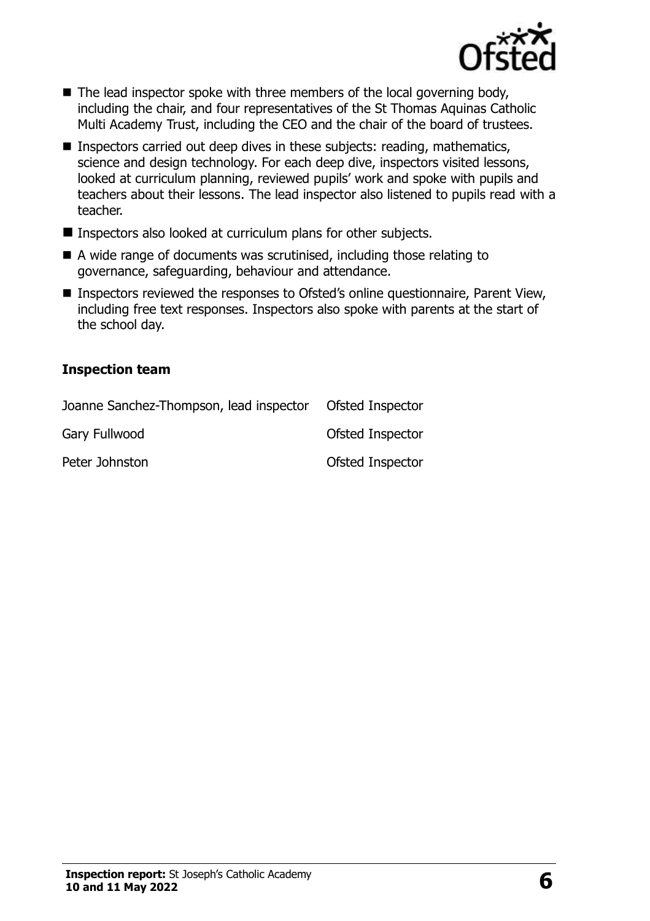- The lead inspector spoke with three members of the local governing body, including the chair, and four representatives of the St Thomas Aquinas Catholic Multi Academy Trust, including the CEO and the chair of the board of trustees.
- Inspectors carried out deep dives in these subjects: reading, mathematics, science and design technology. For each deep dive, inspectors visited lessons, looked at curriculum planning, reviewed pupils' work and spoke with pupils and teachers about their lessons. The lead inspector also listened to pupils read with a teacher.
- Inspectors also looked at curriculum plans for other subjects.
- A wide range of documents was scrutinised, including those relating to governance, safeguarding, behaviour and attendance.
- Inspectors reviewed the responses to Ofsted's online questionnaire, Parent View, including free text responses. Inspectors also spoke with parents at the start of the school day.

### Inspection team

| | |
|---|---|
| Joanne Sanchez-Thompson, lead inspector | Ofsted Inspector |
| Gary Fullwood | Ofsted Inspector |
| Peter Johnston | Ofsted Inspector |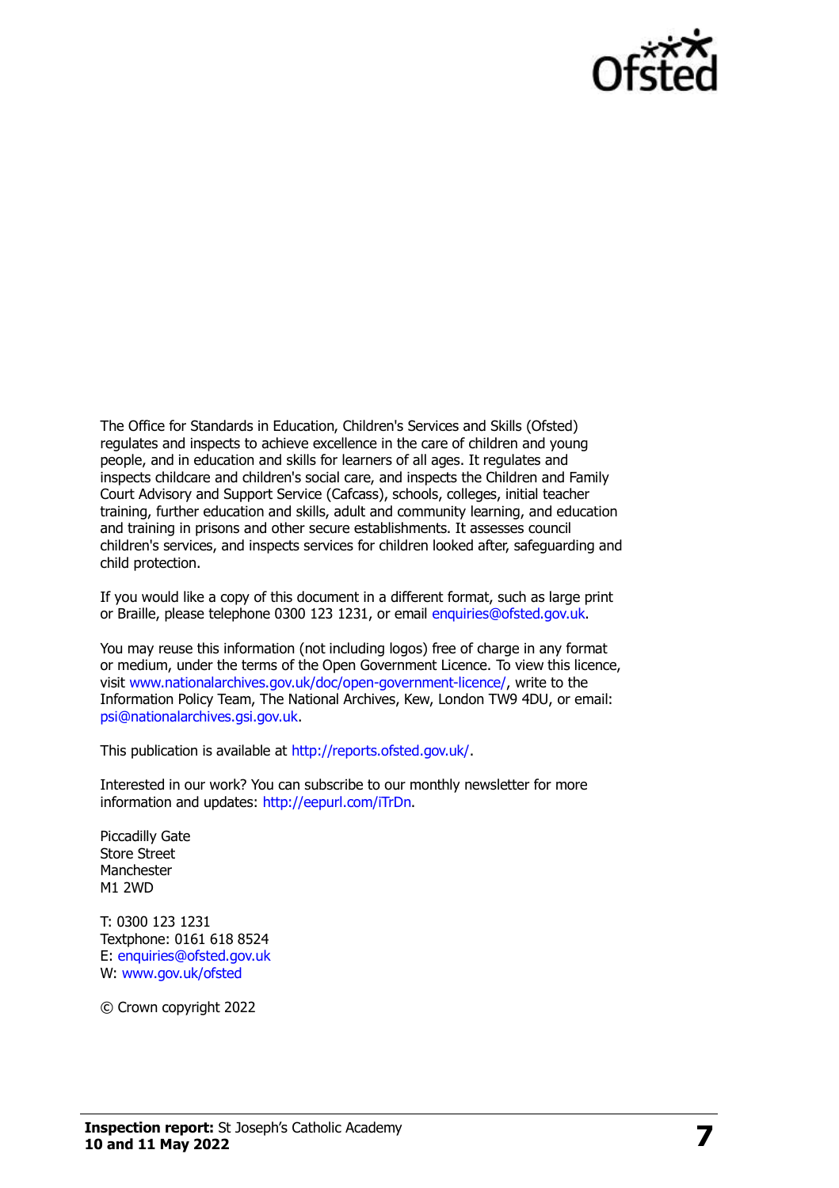The Office for Standards in Education, Children's Services and Skills (Ofsted) regulates and inspects to achieve excellence in the care of children and young people, and in education and skills for learners of all ages. It regulates and inspects childcare and children's social care, and inspects the Children and Family Court Advisory and Support Service (Cafcass), schools, colleges, initial teacher training, further education and skills, adult and community learning, and education and training in prisons and other secure establishments. It assesses council children's services, and inspects services for children looked after, safeguarding and child protection.

If you would like a copy of this document in a different format, such as large print or Braille, please telephone 0300 123 1231, or email enquiries@ofsted.gov.uk.

You may reuse this information (not including logos) free of charge in any format or medium, under the terms of the Open Government Licence. To view this licence, visit www.nationalarchives.gov.uk/doc/open-government-licence/, write to the Information Policy Team, The National Archives, Kew, London TW9 4DU, or email: psi@nationalarchives.gsi.gov.uk.

This publication is available at http://reports.ofsted.gov.uk/.

Interested in our work? You can subscribe to our monthly newsletter for more information and updates: http://eepurl.com/iTrDn.

Piccadilly Gate
Store Street
Manchester
M1 2WD

T: 0300 123 1231
Textphone: 0161 618 8524
E: enquiries@ofsted.gov.uk
W: www.gov.uk/ofsted

© Crown copyright 2022